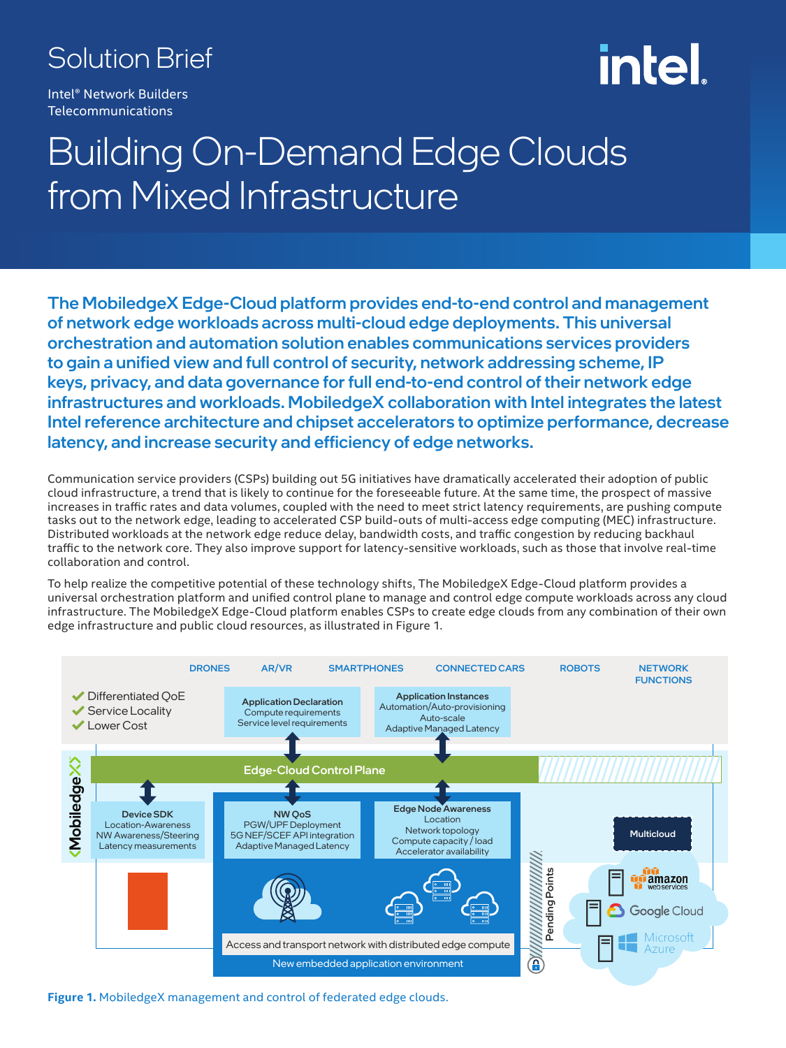Solution Brief

Intel® Network Builders
Telecommunications

# Building On-Demand Edge Clouds from Mixed Infrastructure

**The MobiledgeX Edge-Cloud platform provides end-to-end control and management of network edge workloads across multi-cloud edge deployments. This universal orchestration and automation solution enables communications services providers to gain a unified view and full control of security, network addressing scheme, IP keys, privacy, and data governance for full end-to-end control of their network edge infrastructures and workloads. MobiledgeX collaboration with Intel integrates the latest Intel reference architecture and chipset accelerators to optimize performance, decrease latency, and increase security and efficiency of edge networks.**

Communication service providers (CSPs) building out 5G initiatives have dramatically accelerated their adoption of public cloud infrastructure, a trend that is likely to continue for the foreseeable future. At the same time, the prospect of massive increases in traffic rates and data volumes, coupled with the need to meet strict latency requirements, are pushing compute tasks out to the network edge, leading to accelerated CSP build-outs of multi-access edge computing (MEC) infrastructure. Distributed workloads at the network edge reduce delay, bandwidth costs, and traffic congestion by reducing backhaul traffic to the network core. They also improve support for latency-sensitive workloads, such as those that involve real-time collaboration and control.

To help realize the competitive potential of these technology shifts, The MobiledgeX Edge-Cloud platform provides a universal orchestration platform and unified control plane to manage and control edge compute workloads across any cloud infrastructure. The MobiledgeX Edge-Cloud platform enables CSPs to create edge clouds from any combination of their own edge infrastructure and public cloud resources, as illustrated in Figure 1.

DRONES | AR/VR | SMARTPHONES | CONNECTED CARS | ROBOTS | NETWORK FUNCTIONS

- ✔ Differentiated QoE
- ✔ Service Locality
- ✔ Lower Cost

**Application Declaration**
Compute requirements
Service level requirements

**Application Instances**
Automation/Auto-provisioning
Auto-scale
Adaptive Managed Latency

**Edge-Cloud Control Plane**

MobiledgeX

**Device SDK**
Location-Awareness
NW Awareness/Steering
Latency measurements

**NW QoS**
PGW/UPF Deployment
5G NEF/SCEF API integration
Adaptive Managed Latency

**Edge Node Awareness**
Location
Network topology
Compute capacity / load
Accelerator availability

Access and transport network with distributed edge compute
New embedded application environment

Pending Points

Multicloud
amazon web services
Google Cloud
Microsoft Azure

**Figure 1.** MobiledgeX management and control of federated edge clouds.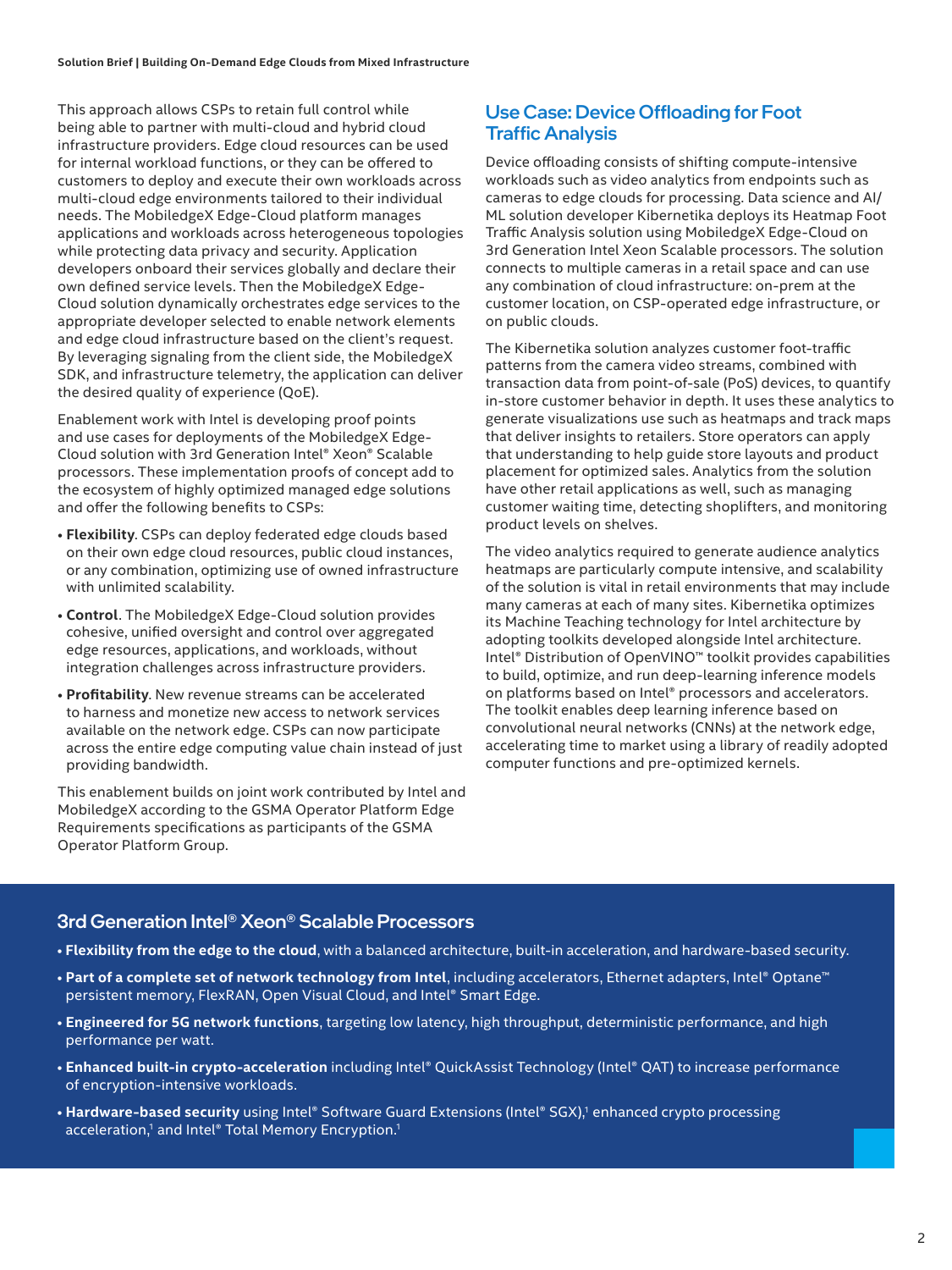This approach allows CSPs to retain full control while being able to partner with multi-cloud and hybrid cloud infrastructure providers. Edge cloud resources can be used for internal workload functions, or they can be offered to customers to deploy and execute their own workloads across multi-cloud edge environments tailored to their individual needs. The MobiledgeX Edge-Cloud platform manages applications and workloads across heterogeneous topologies while protecting data privacy and security. Application developers onboard their services globally and declare their own defined service levels. Then the MobiledgeX Edge-Cloud solution dynamically orchestrates edge services to the appropriate developer selected to enable network elements and edge cloud infrastructure based on the client's request. By leveraging signaling from the client side, the MobiledgeX SDK, and infrastructure telemetry, the application can deliver the desired quality of experience (QoE).

Enablement work with Intel is developing proof points and use cases for deployments of the MobiledgeX Edge-Cloud solution with 3rd Generation Intel® Xeon® Scalable processors. These implementation proofs of concept add to the ecosystem of highly optimized managed edge solutions and offer the following benefits to CSPs:

- **Flexibility**. CSPs can deploy federated edge clouds based on their own edge cloud resources, public cloud instances, or any combination, optimizing use of owned infrastructure with unlimited scalability.
- **Control**. The MobiledgeX Edge-Cloud solution provides cohesive, unified oversight and control over aggregated edge resources, applications, and workloads, without integration challenges across infrastructure providers.
- **Profitability**. New revenue streams can be accelerated to harness and monetize new access to network services available on the network edge. CSPs can now participate across the entire edge computing value chain instead of just providing bandwidth.

This enablement builds on joint work contributed by Intel and MobiledgeX according to the GSMA Operator Platform Edge Requirements specifications as participants of the GSMA Operator Platform Group.

## Use Case: Device Offloading for Foot Traffic Analysis

Device offloading consists of shifting compute-intensive workloads such as video analytics from endpoints such as cameras to edge clouds for processing. Data science and AI/ML solution developer Kibernetika deploys its Heatmap Foot Traffic Analysis solution using MobiledgeX Edge-Cloud on 3rd Generation Intel Xeon Scalable processors. The solution connects to multiple cameras in a retail space and can use any combination of cloud infrastructure: on-prem at the customer location, on CSP-operated edge infrastructure, or on public clouds.

The Kibernetika solution analyzes customer foot-traffic patterns from the camera video streams, combined with transaction data from point-of-sale (PoS) devices, to quantify in-store customer behavior in depth. It uses these analytics to generate visualizations use such as heatmaps and track maps that deliver insights to retailers. Store operators can apply that understanding to help guide store layouts and product placement for optimized sales. Analytics from the solution have other retail applications as well, such as managing customer waiting time, detecting shoplifters, and monitoring product levels on shelves.

The video analytics required to generate audience analytics heatmaps are particularly compute intensive, and scalability of the solution is vital in retail environments that may include many cameras at each of many sites. Kibernetika optimizes its Machine Teaching technology for Intel architecture by adopting toolkits developed alongside Intel architecture. Intel® Distribution of OpenVINO™ toolkit provides capabilities to build, optimize, and run deep-learning inference models on platforms based on Intel® processors and accelerators. The toolkit enables deep learning inference based on convolutional neural networks (CNNs) at the network edge, accelerating time to market using a library of readily adopted computer functions and pre-optimized kernels.

## 3rd Generation Intel® Xeon® Scalable Processors

- **Flexibility from the edge to the cloud**, with a balanced architecture, built-in acceleration, and hardware-based security.
- **Part of a complete set of network technology from Intel**, including accelerators, Ethernet adapters, Intel® Optane™ persistent memory, FlexRAN, Open Visual Cloud, and Intel® Smart Edge.
- **Engineered for 5G network functions**, targeting low latency, high throughput, deterministic performance, and high performance per watt.
- **Enhanced built-in crypto-acceleration** including Intel® QuickAssist Technology (Intel® QAT) to increase performance of encryption-intensive workloads.
- **Hardware-based security** using Intel® Software Guard Extensions (Intel® SGX),[1] enhanced crypto processing acceleration,[1] and Intel® Total Memory Encryption.[1]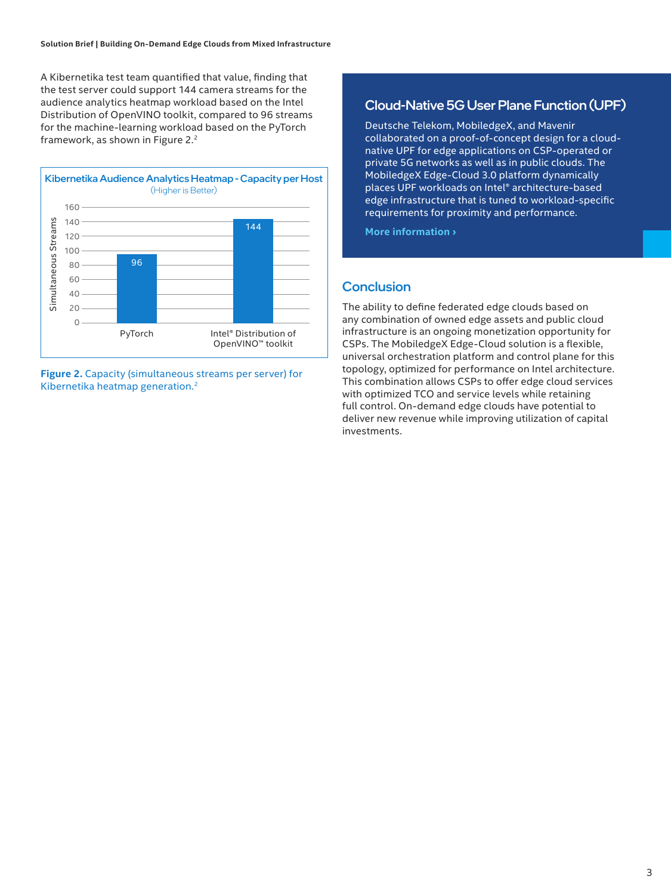A Kibernetika test team quantified that value, finding that the test server could support 144 camera streams for the audience analytics heatmap workload based on the Intel Distribution of OpenVINO toolkit, compared to 96 streams for the machine-learning workload based on the PyTorch framework, as shown in Figure 2.[2]

**Kibernetika Audience Analytics Heatmap - Capacity per Host**
(Higher is Better)

| | Simultaneous Streams |
|---|---|
| PyTorch | 96 |
| Intel® Distribution of OpenVINO™ toolkit | 144 |

**Figure 2.** Capacity (simultaneous streams per server) for Kibernetika heatmap generation.[2]

## Cloud-Native 5G User Plane Function (UPF)

Deutsche Telekom, MobiledgeX, and Mavenir collaborated on a proof-of-concept design for a cloud-native UPF for edge applications on CSP-operated or private 5G networks as well as in public clouds. The MobiledgeX Edge-Cloud 3.0 platform dynamically places UPF workloads on Intel® architecture-based edge infrastructure that is tuned to workload-specific requirements for proximity and performance.

**More information ›**

## Conclusion

The ability to define federated edge clouds based on any combination of owned edge assets and public cloud infrastructure is an ongoing monetization opportunity for CSPs. The MobiledgeX Edge-Cloud solution is a flexible, universal orchestration platform and control plane for this topology, optimized for performance on Intel architecture. This combination allows CSPs to offer edge cloud services with optimized TCO and service levels while retaining full control. On-demand edge clouds have potential to deliver new revenue while improving utilization of capital investments.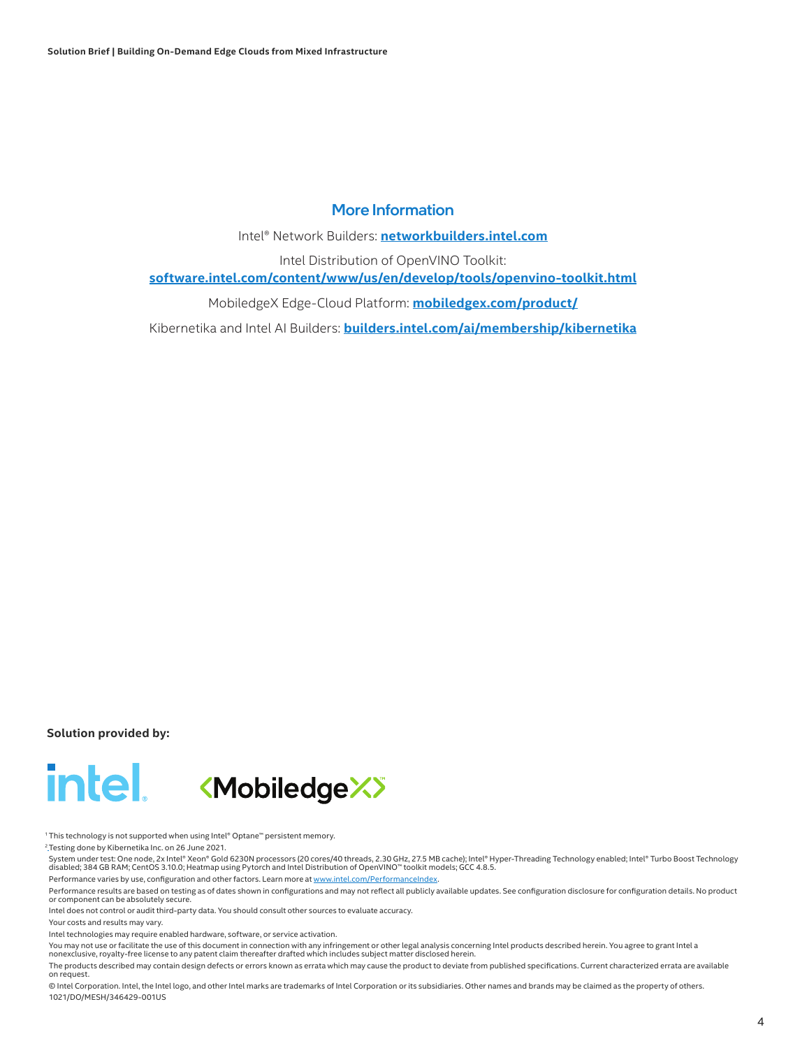## More Information

Intel® Network Builders: **networkbuilders.intel.com**

Intel Distribution of OpenVINO Toolkit:
**software.intel.com/content/www/us/en/develop/tools/openvino-toolkit.html**

MobiledgeX Edge-Cloud Platform: **mobiledgex.com/product/**

Kibernetika and Intel AI Builders: **builders.intel.com/ai/membership/kibernetika**

**Solution provided by:**

intel. ‹MobiledgeX›

[1] This technology is not supported when using Intel® Optane™ persistent memory.

[2] Testing done by Kibernetika Inc. on 26 June 2021.

System under test: One node, 2x Intel® Xeon® Gold 6230N processors (20 cores/40 threads, 2.30 GHz, 27.5 MB cache); Intel® Hyper-Threading Technology enabled; Intel® Turbo Boost Technology disabled; 384 GB RAM; CentOS 3.10.0; Heatmap using Pytorch and Intel Distribution of OpenVINO™ toolkit models; GCC 4.8.5.

Performance varies by use, configuration and other factors. Learn more at www.intel.com/PerformanceIndex.

Performance results are based on testing as of dates shown in configurations and may not reflect all publicly available updates. See configuration disclosure for configuration details. No product or component can be absolutely secure.

Intel does not control or audit third-party data. You should consult other sources to evaluate accuracy.

Your costs and results may vary.

Intel technologies may require enabled hardware, software, or service activation.

You may not use or facilitate the use of this document in connection with any infringement or other legal analysis concerning Intel products described herein. You agree to grant Intel a nonexclusive, royalty-free license to any patent claim thereafter drafted which includes subject matter disclosed herein.

The products described may contain design defects or errors known as errata which may cause the product to deviate from published specifications. Current characterized errata are available on request.

© Intel Corporation. Intel, the Intel logo, and other Intel marks are trademarks of Intel Corporation or its subsidiaries. Other names and brands may be claimed as the property of others.
1021/DO/MESH/346429-001US